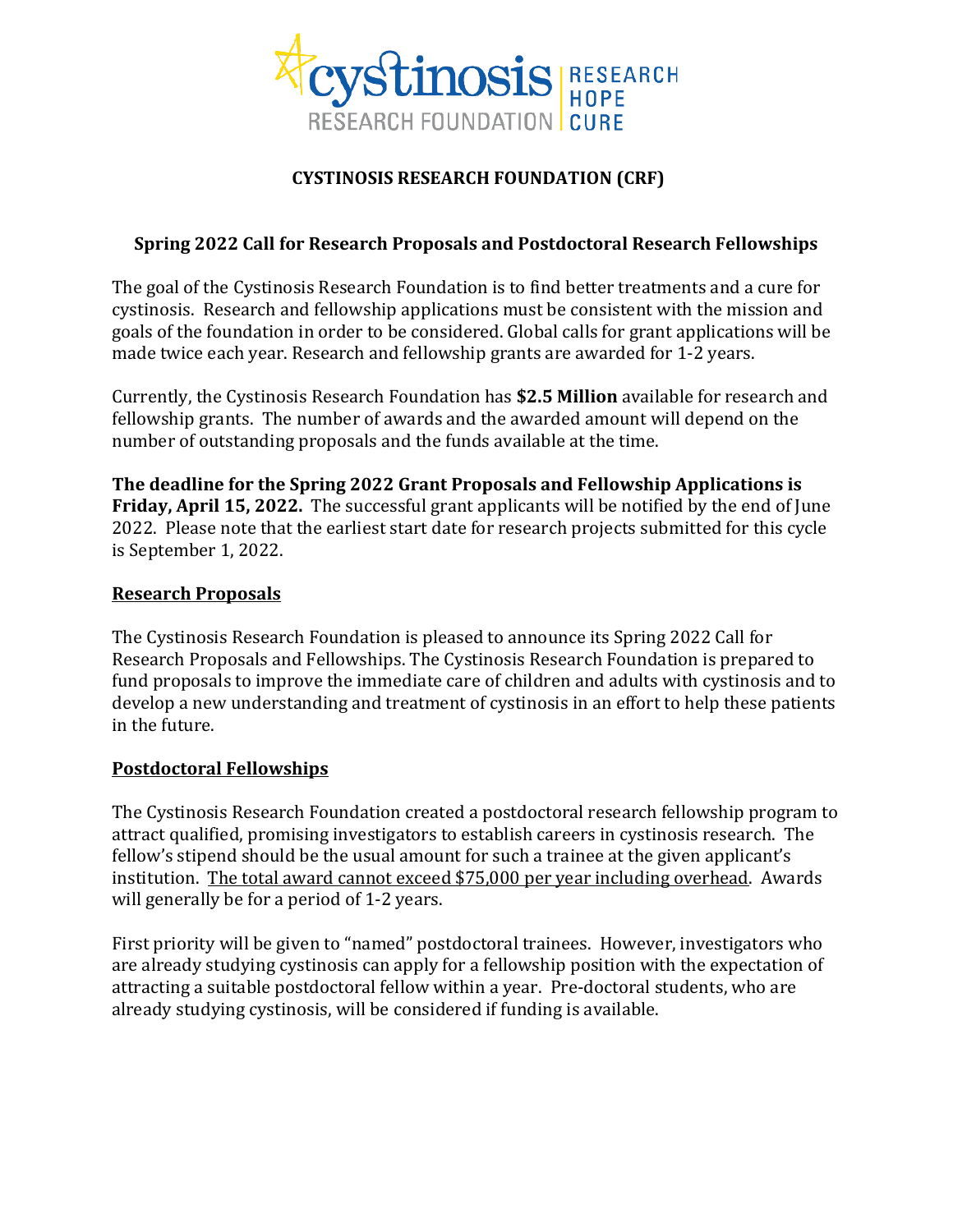# CYSTINOSIS RESEARCH FOUNDATION (CRF)

## Spring 2022 Call for Research Proposals and Postdoctoral Research Fellowships

The goal of the Cystinosis Research Foundation is to find better treatments and a cure for cystinosis. Research and fellowship applications must be consistent with the mission and goals of the foundation in order to be considered. Global calls for grant applications will be made twice each year. Research and fellowship grants are awarded for 1-2 years.

Currently, the Cystinosis Research Foundation has **$2.5 Million** available for research and fellowship grants. The number of awards and the awarded amount will depend on the number of outstanding proposals and the funds available at the time.

**The deadline for the Spring 2022 Grant Proposals and Fellowship Applications is Friday, April 15, 2022.** The successful grant applicants will be notified by the end of June 2022. Please note that the earliest start date for research projects submitted for this cycle is September 1, 2022.

### Research Proposals

The Cystinosis Research Foundation is pleased to announce its Spring 2022 Call for Research Proposals and Fellowships. The Cystinosis Research Foundation is prepared to fund proposals to improve the immediate care of children and adults with cystinosis and to develop a new understanding and treatment of cystinosis in an effort to help these patients in the future.

### Postdoctoral Fellowships

The Cystinosis Research Foundation created a postdoctoral research fellowship program to attract qualified, promising investigators to establish careers in cystinosis research. The fellow's stipend should be the usual amount for such a trainee at the given applicant's institution. The total award cannot exceed $75,000 per year including overhead. Awards will generally be for a period of 1-2 years.

First priority will be given to "named" postdoctoral trainees. However, investigators who are already studying cystinosis can apply for a fellowship position with the expectation of attracting a suitable postdoctoral fellow within a year. Pre-doctoral students, who are already studying cystinosis, will be considered if funding is available.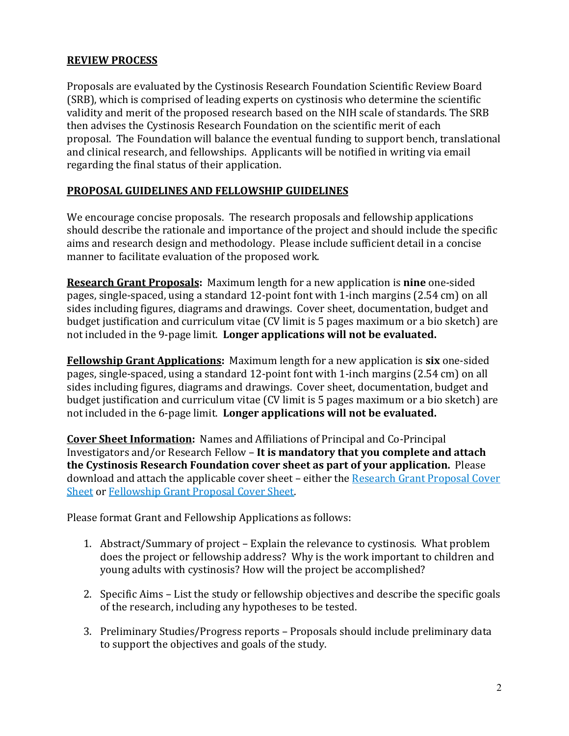## REVIEW PROCESS

Proposals are evaluated by the Cystinosis Research Foundation Scientific Review Board (SRB), which is comprised of leading experts on cystinosis who determine the scientific validity and merit of the proposed research based on the NIH scale of standards. The SRB then advises the Cystinosis Research Foundation on the scientific merit of each proposal. The Foundation will balance the eventual funding to support bench, translational and clinical research, and fellowships. Applicants will be notified in writing via email regarding the final status of their application.

## PROPOSAL GUIDELINES AND FELLOWSHIP GUIDELINES

We encourage concise proposals. The research proposals and fellowship applications should describe the rationale and importance of the project and should include the specific aims and research design and methodology. Please include sufficient detail in a concise manner to facilitate evaluation of the proposed work.

**Research Grant Proposals:** Maximum length for a new application is **nine** one-sided pages, single-spaced, using a standard 12-point font with 1-inch margins (2.54 cm) on all sides including figures, diagrams and drawings. Cover sheet, documentation, budget and budget justification and curriculum vitae (CV limit is 5 pages maximum or a bio sketch) are not included in the 9-page limit. **Longer applications will not be evaluated.**

**Fellowship Grant Applications:** Maximum length for a new application is **six** one-sided pages, single-spaced, using a standard 12-point font with 1-inch margins (2.54 cm) on all sides including figures, diagrams and drawings. Cover sheet, documentation, budget and budget justification and curriculum vitae (CV limit is 5 pages maximum or a bio sketch) are not included in the 6-page limit. **Longer applications will not be evaluated.**

**Cover Sheet Information:** Names and Affiliations of Principal and Co-Principal Investigators and/or Research Fellow – **It is mandatory that you complete and attach the Cystinosis Research Foundation cover sheet as part of your application.** Please download and attach the applicable cover sheet – either the Research Grant Proposal Cover Sheet or Fellowship Grant Proposal Cover Sheet.

Please format Grant and Fellowship Applications as follows:

1. Abstract/Summary of project – Explain the relevance to cystinosis. What problem does the project or fellowship address? Why is the work important to children and young adults with cystinosis? How will the project be accomplished?

2. Specific Aims – List the study or fellowship objectives and describe the specific goals of the research, including any hypotheses to be tested.

3. Preliminary Studies/Progress reports – Proposals should include preliminary data to support the objectives and goals of the study.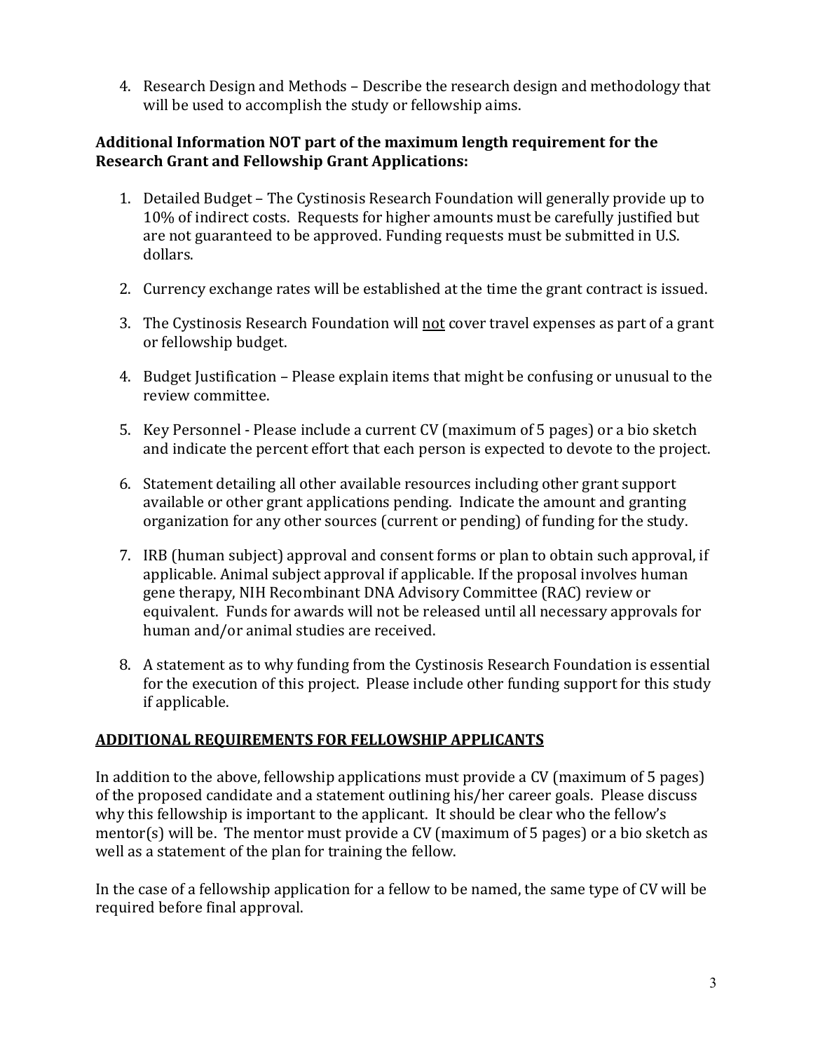4. Research Design and Methods – Describe the research design and methodology that will be used to accomplish the study or fellowship aims.

**Additional Information NOT part of the maximum length requirement for the Research Grant and Fellowship Grant Applications:**

1. Detailed Budget – The Cystinosis Research Foundation will generally provide up to 10% of indirect costs. Requests for higher amounts must be carefully justified but are not guaranteed to be approved. Funding requests must be submitted in U.S. dollars.

2. Currency exchange rates will be established at the time the grant contract is issued.

3. The Cystinosis Research Foundation will <u>not</u> cover travel expenses as part of a grant or fellowship budget.

4. Budget Justification – Please explain items that might be confusing or unusual to the review committee.

5. Key Personnel - Please include a current CV (maximum of 5 pages) or a bio sketch and indicate the percent effort that each person is expected to devote to the project.

6. Statement detailing all other available resources including other grant support available or other grant applications pending. Indicate the amount and granting organization for any other sources (current or pending) of funding for the study.

7. IRB (human subject) approval and consent forms or plan to obtain such approval, if applicable. Animal subject approval if applicable. If the proposal involves human gene therapy, NIH Recombinant DNA Advisory Committee (RAC) review or equivalent. Funds for awards will not be released until all necessary approvals for human and/or animal studies are received.

8. A statement as to why funding from the Cystinosis Research Foundation is essential for the execution of this project. Please include other funding support for this study if applicable.

## <u>ADDITIONAL REQUIREMENTS FOR FELLOWSHIP APPLICANTS</u>

In addition to the above, fellowship applications must provide a CV (maximum of 5 pages) of the proposed candidate and a statement outlining his/her career goals. Please discuss why this fellowship is important to the applicant. It should be clear who the fellow's mentor(s) will be. The mentor must provide a CV (maximum of 5 pages) or a bio sketch as well as a statement of the plan for training the fellow.

In the case of a fellowship application for a fellow to be named, the same type of CV will be required before final approval.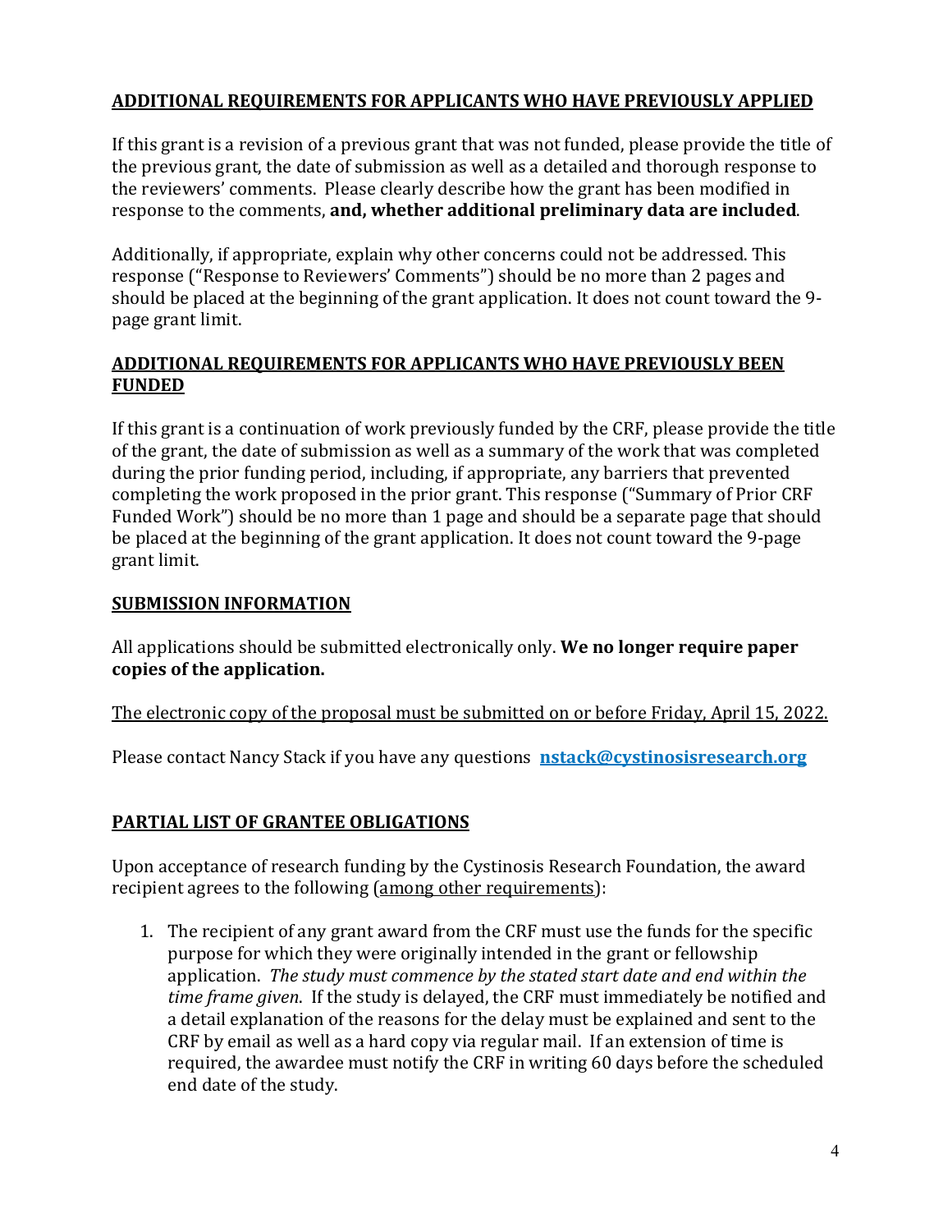## ADDITIONAL REQUIREMENTS FOR APPLICANTS WHO HAVE PREVIOUSLY APPLIED

If this grant is a revision of a previous grant that was not funded, please provide the title of the previous grant, the date of submission as well as a detailed and thorough response to the reviewers' comments. Please clearly describe how the grant has been modified in response to the comments, **and, whether additional preliminary data are included**.

Additionally, if appropriate, explain why other concerns could not be addressed. This response ("Response to Reviewers' Comments") should be no more than 2 pages and should be placed at the beginning of the grant application. It does not count toward the 9-page grant limit.

## ADDITIONAL REQUIREMENTS FOR APPLICANTS WHO HAVE PREVIOUSLY BEEN FUNDED

If this grant is a continuation of work previously funded by the CRF, please provide the title of the grant, the date of submission as well as a summary of the work that was completed during the prior funding period, including, if appropriate, any barriers that prevented completing the work proposed in the prior grant. This response ("Summary of Prior CRF Funded Work") should be no more than 1 page and should be a separate page that should be placed at the beginning of the grant application. It does not count toward the 9-page grant limit.

## SUBMISSION INFORMATION

All applications should be submitted electronically only. **We no longer require paper copies of the application.**

The electronic copy of the proposal must be submitted on or before Friday, April 15, 2022.

Please contact Nancy Stack if you have any questions **nstack@cystinosisresearch.org**

## PARTIAL LIST OF GRANTEE OBLIGATIONS

Upon acceptance of research funding by the Cystinosis Research Foundation, the award recipient agrees to the following (among other requirements):

1. The recipient of any grant award from the CRF must use the funds for the specific purpose for which they were originally intended in the grant or fellowship application. *The study must commence by the stated start date and end within the time frame given*. If the study is delayed, the CRF must immediately be notified and a detail explanation of the reasons for the delay must be explained and sent to the CRF by email as well as a hard copy via regular mail. If an extension of time is required, the awardee must notify the CRF in writing 60 days before the scheduled end date of the study.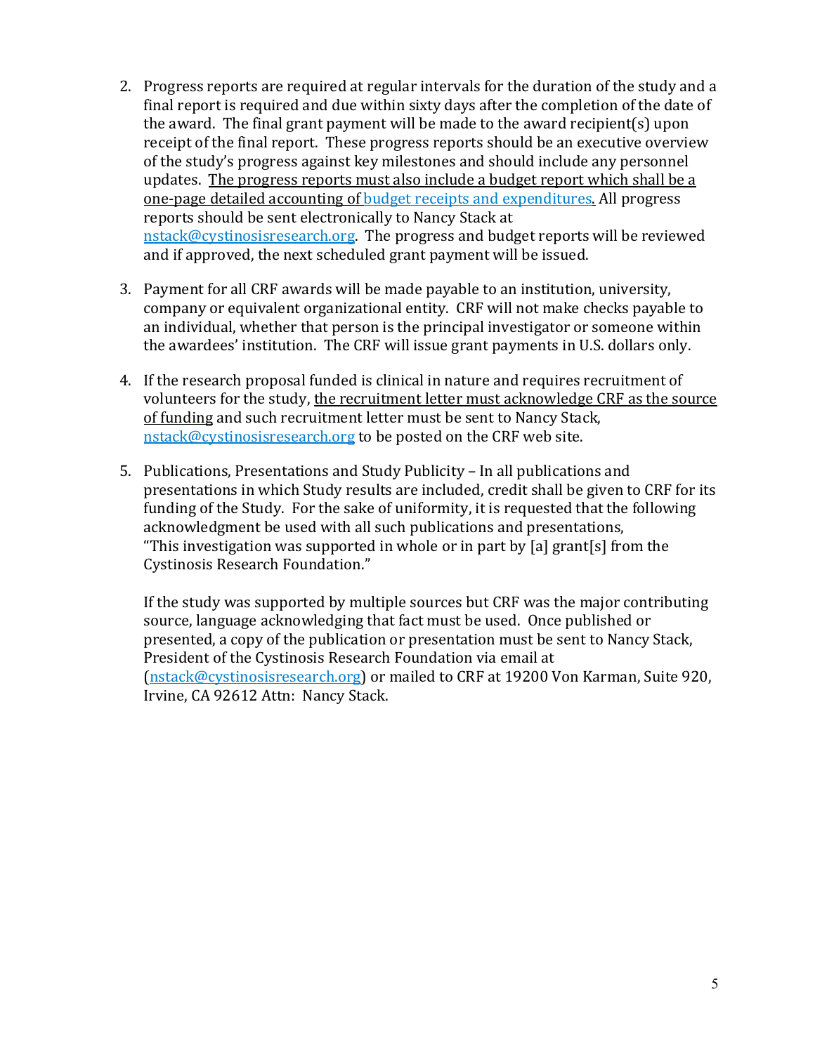2. Progress reports are required at regular intervals for the duration of the study and a final report is required and due within sixty days after the completion of the date of the award. The final grant payment will be made to the award recipient(s) upon receipt of the final report. These progress reports should be an executive overview of the study's progress against key milestones and should include any personnel updates. The progress reports must also include a budget report which shall be a one-page detailed accounting of budget receipts and expenditures. All progress reports should be sent electronically to Nancy Stack at nstack@cystinosisresearch.org. The progress and budget reports will be reviewed and if approved, the next scheduled grant payment will be issued.

3. Payment for all CRF awards will be made payable to an institution, university, company or equivalent organizational entity. CRF will not make checks payable to an individual, whether that person is the principal investigator or someone within the awardees' institution. The CRF will issue grant payments in U.S. dollars only.

4. If the research proposal funded is clinical in nature and requires recruitment of volunteers for the study, the recruitment letter must acknowledge CRF as the source of funding and such recruitment letter must be sent to Nancy Stack, nstack@cystinosisresearch.org to be posted on the CRF web site.

5. Publications, Presentations and Study Publicity – In all publications and presentations in which Study results are included, credit shall be given to CRF for its funding of the Study. For the sake of uniformity, it is requested that the following acknowledgment be used with all such publications and presentations, "This investigation was supported in whole or in part by [a] grant[s] from the Cystinosis Research Foundation."

   If the study was supported by multiple sources but CRF was the major contributing source, language acknowledging that fact must be used. Once published or presented, a copy of the publication or presentation must be sent to Nancy Stack, President of the Cystinosis Research Foundation via email at (nstack@cystinosisresearch.org) or mailed to CRF at 19200 Von Karman, Suite 920, Irvine, CA 92612 Attn: Nancy Stack.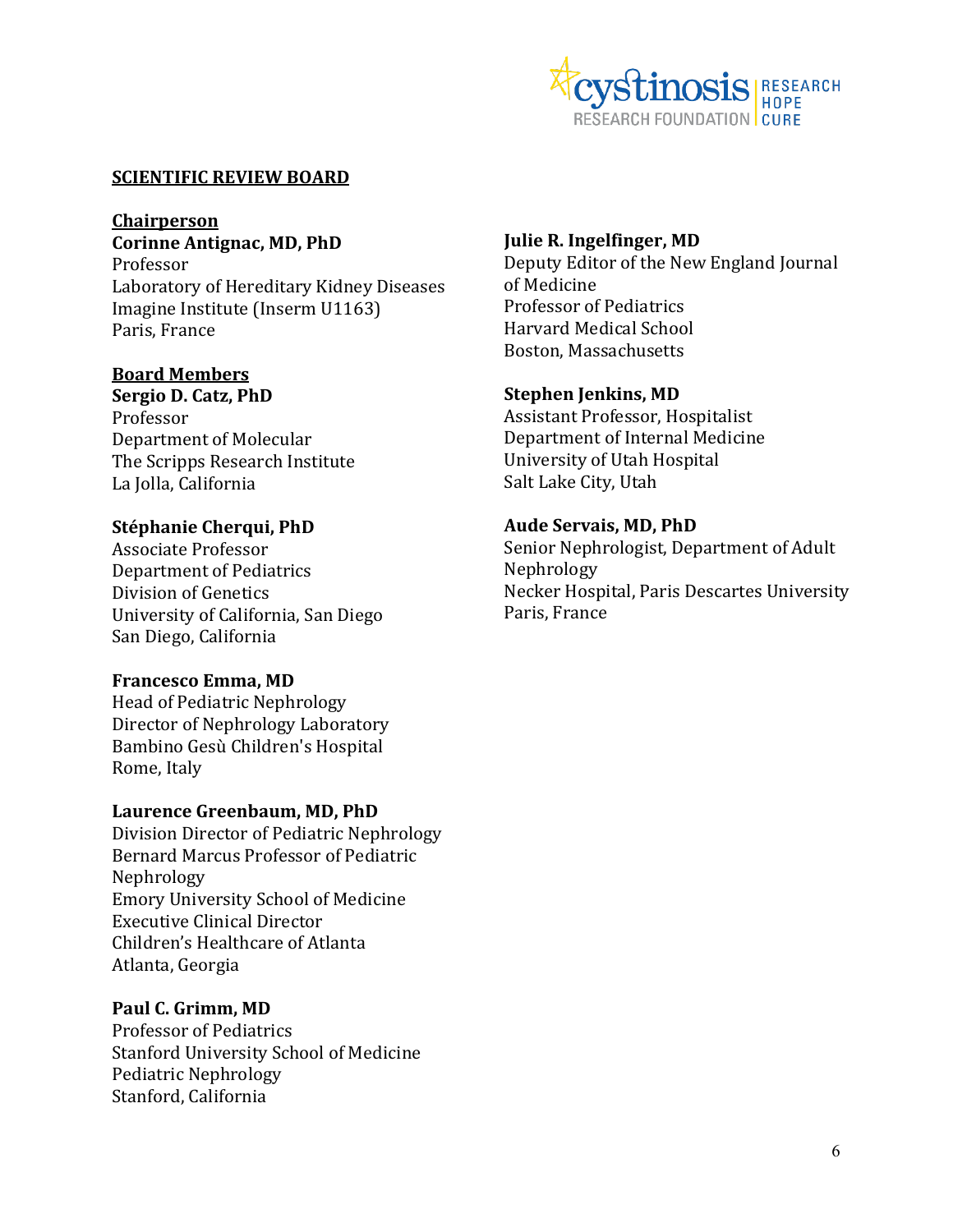## SCIENTIFIC REVIEW BOARD

### Chairperson

**Corinne Antignac, MD, PhD**
Professor
Laboratory of Hereditary Kidney Diseases
Imagine Institute (Inserm U1163)
Paris, France

### Board Members

**Sergio D. Catz, PhD**
Professor
Department of Molecular
The Scripps Research Institute
La Jolla, California

**Stéphanie Cherqui, PhD**
Associate Professor
Department of Pediatrics
Division of Genetics
University of California, San Diego
San Diego, California

**Francesco Emma, MD**
Head of Pediatric Nephrology
Director of Nephrology Laboratory
Bambino Gesù Children's Hospital
Rome, Italy

**Laurence Greenbaum, MD, PhD**
Division Director of Pediatric Nephrology
Bernard Marcus Professor of Pediatric Nephrology
Emory University School of Medicine
Executive Clinical Director
Children's Healthcare of Atlanta
Atlanta, Georgia

**Paul C. Grimm, MD**
Professor of Pediatrics
Stanford University School of Medicine
Pediatric Nephrology
Stanford, California

**Julie R. Ingelfinger, MD**
Deputy Editor of the New England Journal of Medicine
Professor of Pediatrics
Harvard Medical School
Boston, Massachusetts

**Stephen Jenkins, MD**
Assistant Professor, Hospitalist
Department of Internal Medicine
University of Utah Hospital
Salt Lake City, Utah

**Aude Servais, MD, PhD**
Senior Nephrologist, Department of Adult Nephrology
Necker Hospital, Paris Descartes University
Paris, France